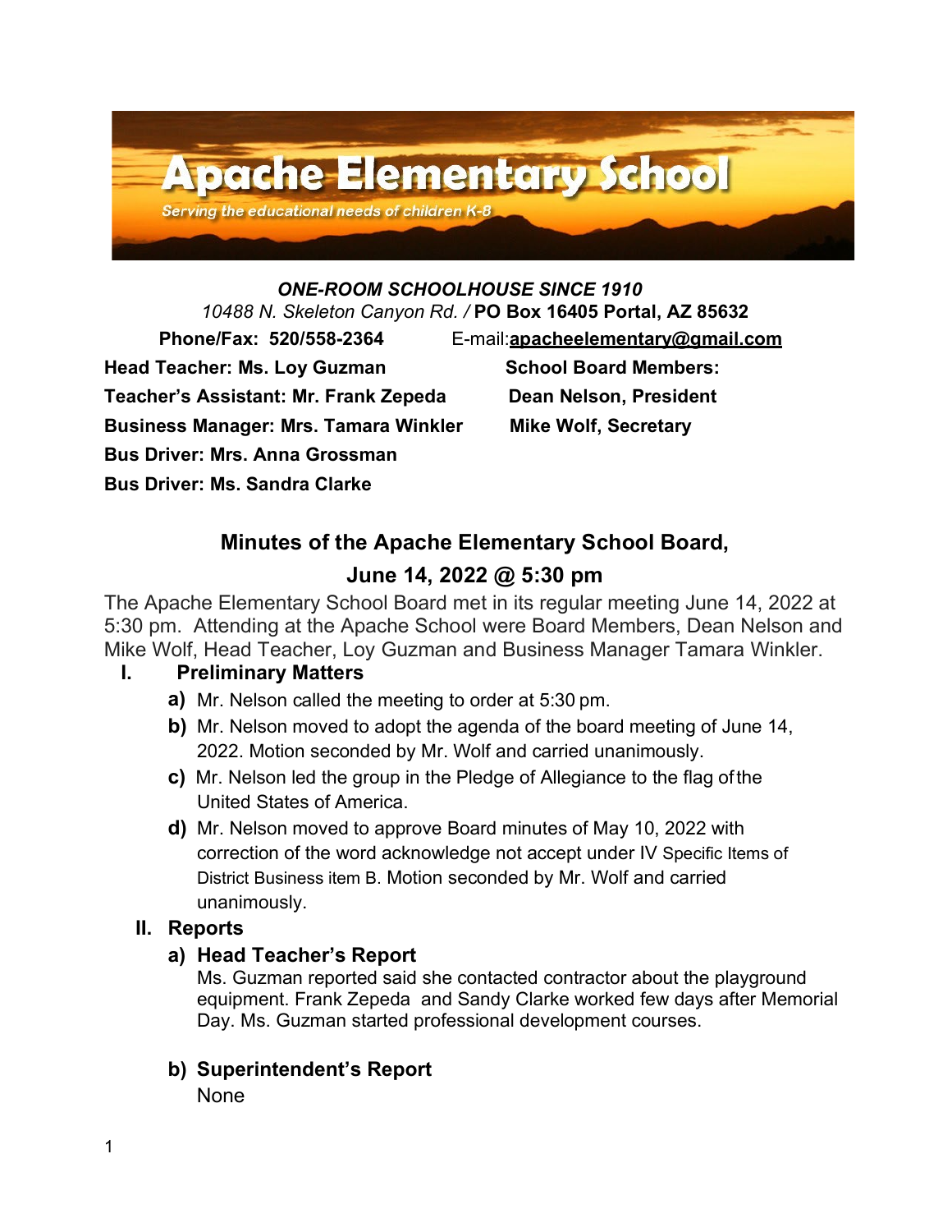# Apache Elementary School

*Serving the educational needs of children K-8*

***ONE-ROOM SCHOOLHOUSE SINCE 1910***

*10488 N. Skeleton Canyon Rd. /* **PO Box 16405 Portal, AZ 85632**

**Phone/Fax: 520/558-2364** E-mail:**apacheelementary@gmail.com**

**Head Teacher: Ms. Loy Guzman**
**Teacher's Assistant: Mr. Frank Zepeda**
**Business Manager: Mrs. Tamara Winkler**
**Bus Driver: Mrs. Anna Grossman**
**Bus Driver: Ms. Sandra Clarke**

**School Board Members:**
**Dean Nelson, President**
**Mike Wolf, Secretary**

## Minutes of the Apache Elementary School Board, June 14, 2022 @ 5:30 pm

The Apache Elementary School Board met in its regular meeting June 14, 2022 at 5:30 pm. Attending at the Apache School were Board Members, Dean Nelson and Mike Wolf, Head Teacher, Loy Guzman and Business Manager Tamara Winkler.

### I. Preliminary Matters

**a)** Mr. Nelson called the meeting to order at 5:30 pm.

**b)** Mr. Nelson moved to adopt the agenda of the board meeting of June 14, 2022. Motion seconded by Mr. Wolf and carried unanimously.

**c)** Mr. Nelson led the group in the Pledge of Allegiance to the flag of the United States of America.

**d)** Mr. Nelson moved to approve Board minutes of May 10, 2022 with correction of the word acknowledge not accept under IV Specific Items of District Business item B. Motion seconded by Mr. Wolf and carried unanimously.

### II. Reports

#### a) Head Teacher's Report

Ms. Guzman reported said she contacted contractor about the playground equipment. Frank Zepeda and Sandy Clarke worked few days after Memorial Day. Ms. Guzman started professional development courses.

#### b) Superintendent's Report

None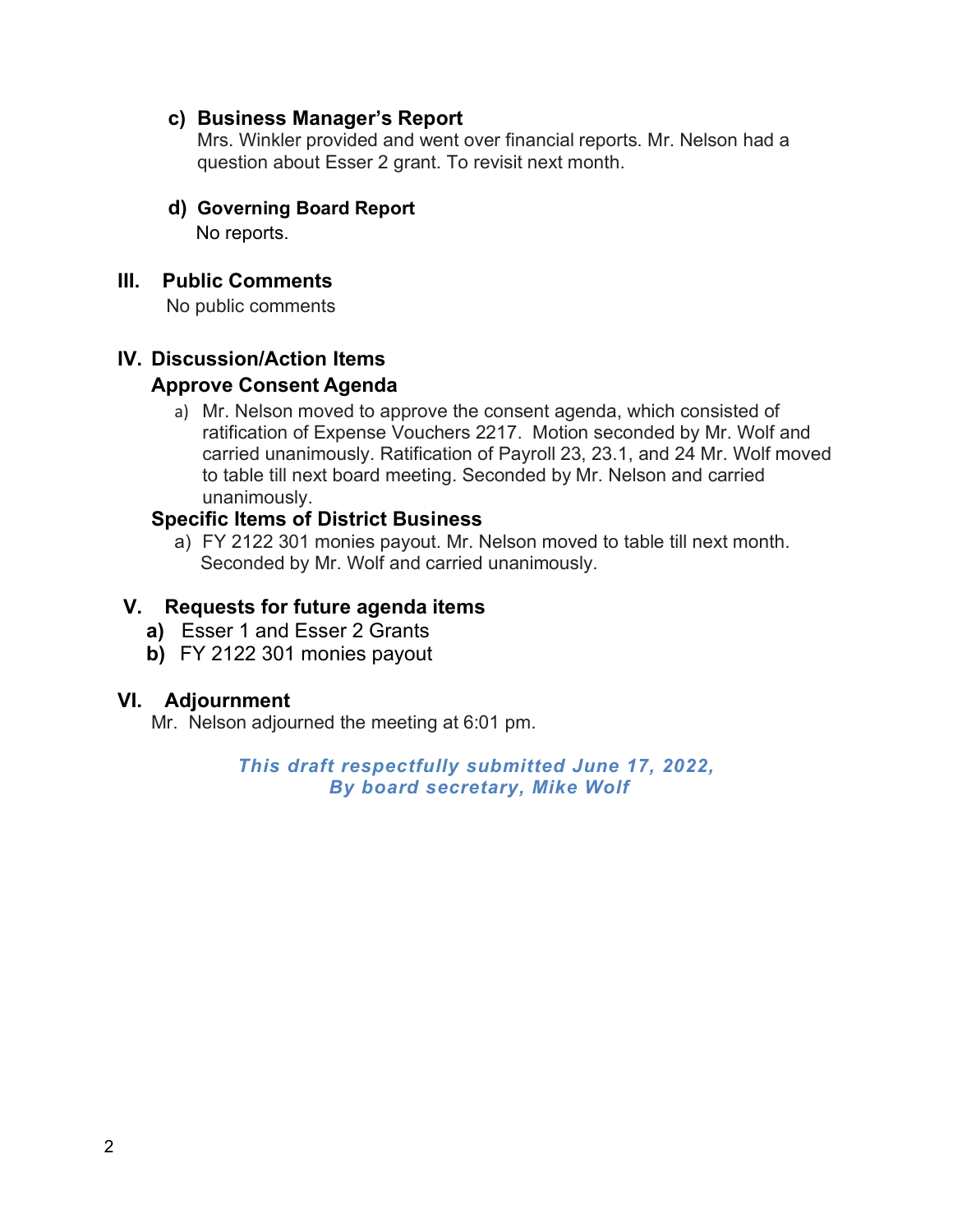### c) Business Manager's Report

Mrs. Winkler provided and went over financial reports. Mr. Nelson had a question about Esser 2 grant. To revisit next month.

### d) Governing Board Report

No reports.

## III. Public Comments

No public comments

## IV. Discussion/Action Items

### Approve Consent Agenda

a) Mr. Nelson moved to approve the consent agenda, which consisted of ratification of Expense Vouchers 2217. Motion seconded by Mr. Wolf and carried unanimously. Ratification of Payroll 23, 23.1, and 24 Mr. Wolf moved to table till next board meeting. Seconded by Mr. Nelson and carried unanimously.

### Specific Items of District Business

a) FY 2122 301 monies payout. Mr. Nelson moved to table till next month. Seconded by Mr. Wolf and carried unanimously.

## V. Requests for future agenda items

**a)** Esser 1 and Esser 2 Grants

**b)** FY 2122 301 monies payout

## VI. Adjournment

Mr. Nelson adjourned the meeting at 6:01 pm.

***This draft respectfully submitted June 17, 2022,***
***By board secretary, Mike Wolf***